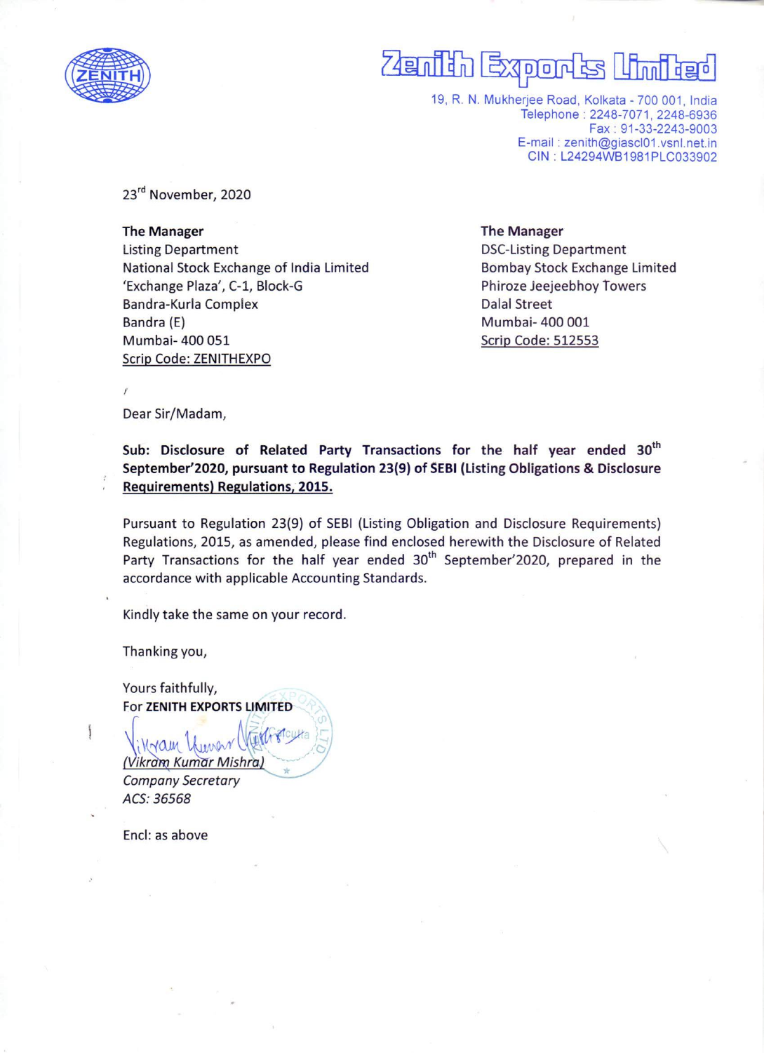# Zenith Exports Limited

19, R. N. Mukherjee Road, Kolkata - 700 001, India
Telephone : 2248-7071, 2248-6936
Fax : 91-33-2243-9003
E-mail : zenith@giascl01.vsnl.net.in
CIN : L24294WB1981PLC033902

23rd November, 2020

**The Manager**
Listing Department
National Stock Exchange of India Limited
'Exchange Plaza', C-1, Block-G
Bandra-Kurla Complex
Bandra (E)
Mumbai- 400 051
Scrip Code: ZENITHEXPO

**The Manager**
DSC-Listing Department
Bombay Stock Exchange Limited
Phiroze Jeejeebhoy Towers
Dalal Street
Mumbai- 400 001
Scrip Code: 512553

Dear Sir/Madam,

**Sub: Disclosure of Related Party Transactions for the half year ended 30th September'2020, pursuant to Regulation 23(9) of SEBI (Listing Obligations & Disclosure Requirements) Regulations, 2015.**

Pursuant to Regulation 23(9) of SEBI (Listing Obligation and Disclosure Requirements) Regulations, 2015, as amended, please find enclosed herewith the Disclosure of Related Party Transactions for the half year ended 30th September'2020, prepared in the accordance with applicable Accounting Standards.

Kindly take the same on your record.

Thanking you,

Yours faithfully,
For **ZENITH EXPORTS LIMITED**

*(Vikram Kumar Mishra)*
*Company Secretary*
*ACS: 36568*

Encl: as above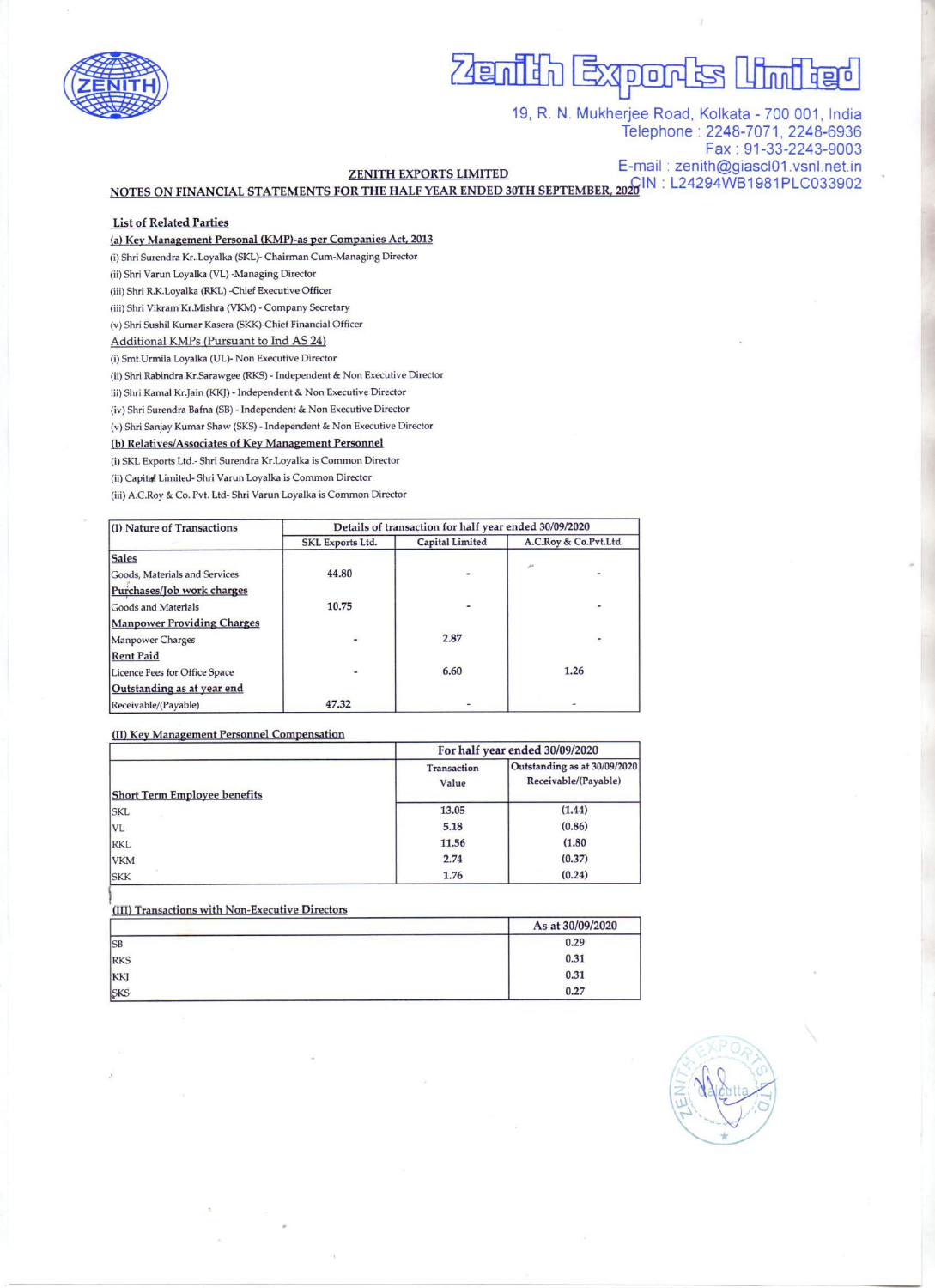ZENITH EXPORTS LIMITED

19, R. N. Mukherjee Road, Kolkata - 700 001, India
Telephone : 2248-7071, 2248-6936
Fax : 91-33-2243-9003
E-mail : zenith@giascl01.vsnl.net.in
CIN : L24294WB1981PLC033902

## ZENITH EXPORTS LIMITED

## NOTES ON FINANCIAL STATEMENTS FOR THE HALF YEAR ENDED 30TH SEPTEMBER, 2020

### List of Related Parties

**(a) Key Management Personal (KMP)-as per Companies Act, 2013**

(i) Shri Surendra Kr..Loyalka (SKL)- Chairman Cum-Managing Director
(ii) Shri Varun Loyalka (VL) -Managing Director
(iii) Shri R.K.Loyalka (RKL) -Chief Executive Officer
(iii) Shri Vikram Kr.Mishra (VKM) - Company Secretary
(v) Shri Sushil Kumar Kasera (SKK)-Chief Financial Officer

**Additional KMPs (Pursuant to Ind AS 24)**

(i) Smt.Urmila Loyalka (UL)- Non Executive Director
(ii) Shri Rabindra Kr.Sarawgee (RKS) - Independent & Non Executive Director
iii) Shri Kamal Kr.Jain (KKJ) - Independent & Non Executive Director
(iv) Shri Surendra Bafna (SB) - Independent & Non Executive Director
(v) Shri Sanjay Kumar Shaw (SKS) - Independent & Non Executive Director

**(b) Relatives/Associates of Key Management Personnel**

(i) SKL Exports Ltd.- Shri Surendra Kr.Loyalka is Common Director
(ii) Capital Limited- Shri Varun Loyalka is Common Director
(iii) A.C.Roy & Co. Pvt. Ltd- Shri Varun Loyalka is Common Director

| (I) Nature of Transactions | Details of transaction for half year ended 30/09/2020 | | |
|---|---|---|---|
| | SKL Exports Ltd. | Capital Limited | A.C.Roy & Co.Pvt.Ltd. |
| **Sales** | | | |
| Goods, Materials and Services | 44.80 | - | - |
| **Purchases/Job work charges** | | | |
| Goods and Materials | 10.75 | - | - |
| **Manpower Providing Charges** | | | |
| Manpower Charges | - | 2.87 | - |
| **Rent Paid** | | | |
| Licence Fees for Office Space | - | 6.60 | 1.26 |
| **Outstanding as at year end** | | | |
| Receivable/(Payable) | 47.32 | - | - |

**(II) Key Management Personnel Compensation**

| | For half year ended 30/09/2020 | |
|---|---|---|
| **Short Term Employee benefits** | Transaction Value | Outstanding as at 30/09/2020 Receivable/(Payable) |
| SKL | 13.05 | (1.44) |
| VL | 5.18 | (0.86) |
| RKL | 11.56 | (1.80 |
| VKM | 2.74 | (0.37) |
| SKK | 1.76 | (0.24) |

**(III) Transactions with Non-Executive Directors**

| | As at 30/09/2020 |
|---|---|
| SB | 0.29 |
| RKS | 0.31 |
| KKJ | 0.31 |
| SKS | 0.27 |